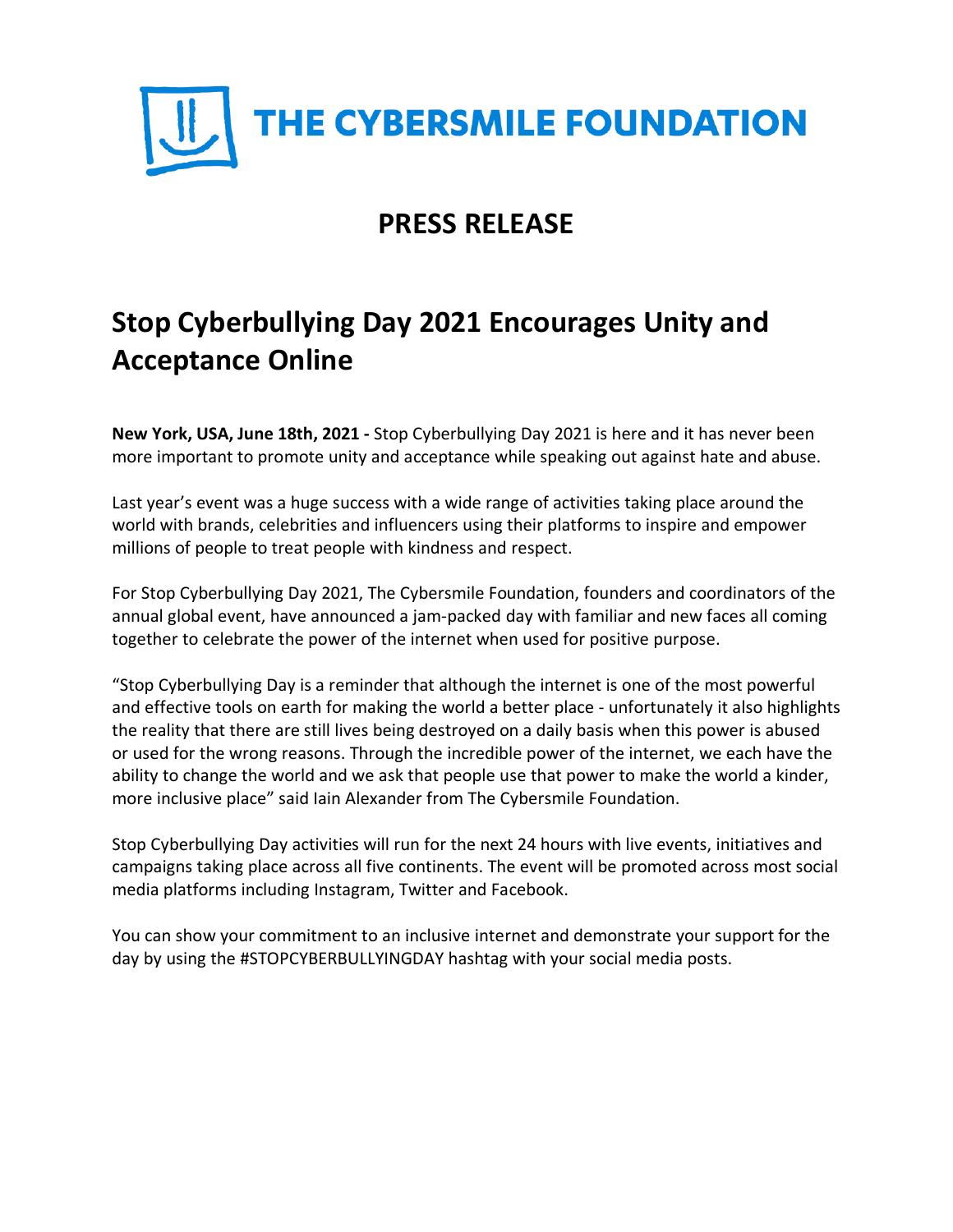# THE CYBERSMILE FOUNDATION

## PRESS RELEASE

## Stop Cyberbullying Day 2021 Encourages Unity and Acceptance Online

**New York, USA, June 18th, 2021 -** Stop Cyberbullying Day 2021 is here and it has never been more important to promote unity and acceptance while speaking out against hate and abuse.

Last year's event was a huge success with a wide range of activities taking place around the world with brands, celebrities and influencers using their platforms to inspire and empower millions of people to treat people with kindness and respect.

For Stop Cyberbullying Day 2021, The Cybersmile Foundation, founders and coordinators of the annual global event, have announced a jam-packed day with familiar and new faces all coming together to celebrate the power of the internet when used for positive purpose.

"Stop Cyberbullying Day is a reminder that although the internet is one of the most powerful and effective tools on earth for making the world a better place - unfortunately it also highlights the reality that there are still lives being destroyed on a daily basis when this power is abused or used for the wrong reasons. Through the incredible power of the internet, we each have the ability to change the world and we ask that people use that power to make the world a kinder, more inclusive place" said Iain Alexander from The Cybersmile Foundation.

Stop Cyberbullying Day activities will run for the next 24 hours with live events, initiatives and campaigns taking place across all five continents. The event will be promoted across most social media platforms including Instagram, Twitter and Facebook.

You can show your commitment to an inclusive internet and demonstrate your support for the day by using the #STOPCYBERBULLYINGDAY hashtag with your social media posts.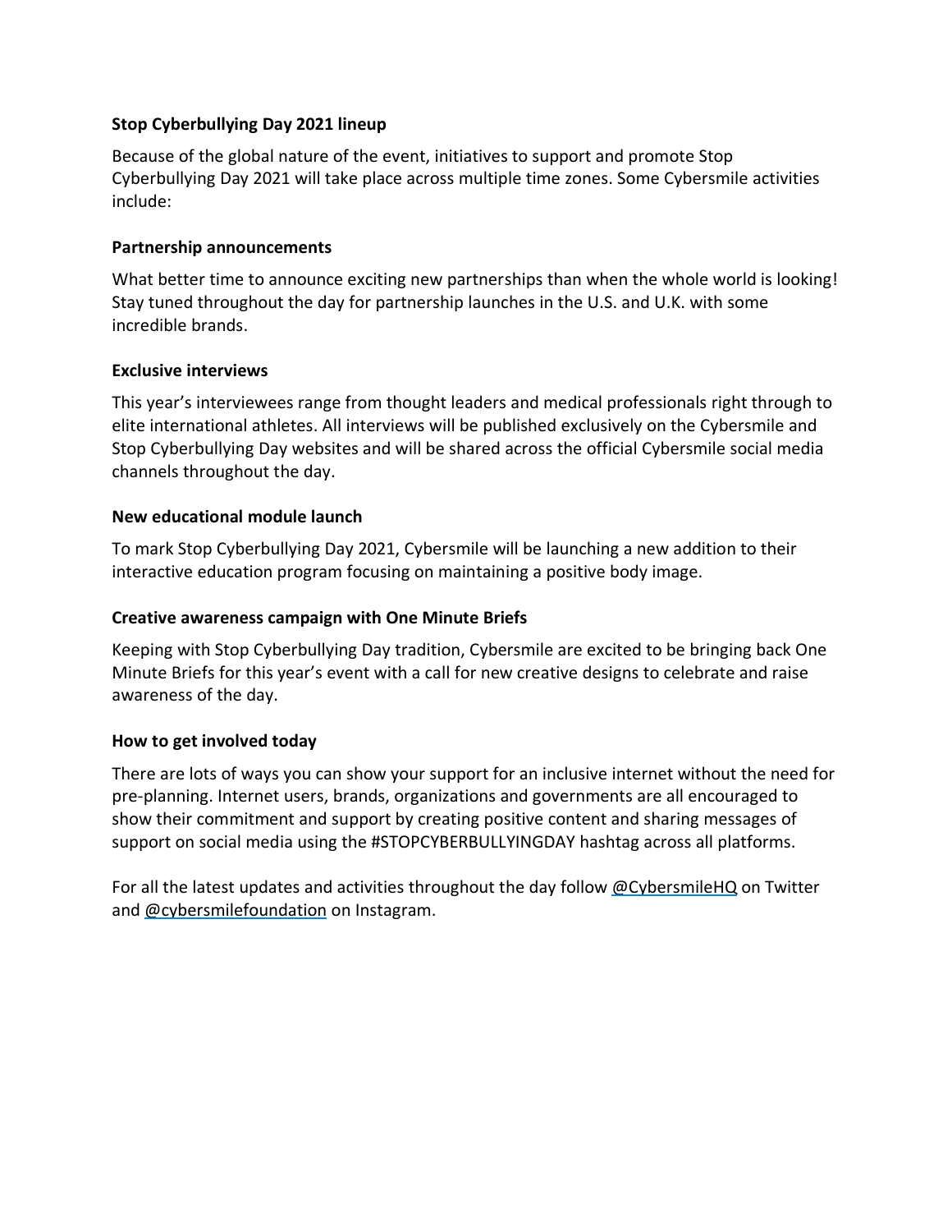## Stop Cyberbullying Day 2021 lineup

Because of the global nature of the event, initiatives to support and promote Stop Cyberbullying Day 2021 will take place across multiple time zones. Some Cybersmile activities include:

### Partnership announcements

What better time to announce exciting new partnerships than when the whole world is looking! Stay tuned throughout the day for partnership launches in the U.S. and U.K. with some incredible brands.

### Exclusive interviews

This year's interviewees range from thought leaders and medical professionals right through to elite international athletes. All interviews will be published exclusively on the Cybersmile and Stop Cyberbullying Day websites and will be shared across the official Cybersmile social media channels throughout the day.

### New educational module launch

To mark Stop Cyberbullying Day 2021, Cybersmile will be launching a new addition to their interactive education program focusing on maintaining a positive body image.

### Creative awareness campaign with One Minute Briefs

Keeping with Stop Cyberbullying Day tradition, Cybersmile are excited to be bringing back One Minute Briefs for this year's event with a call for new creative designs to celebrate and raise awareness of the day.

### How to get involved today

There are lots of ways you can show your support for an inclusive internet without the need for pre-planning. Internet users, brands, organizations and governments are all encouraged to show their commitment and support by creating positive content and sharing messages of support on social media using the #STOPCYBERBULLYINGDAY hashtag across all platforms.

For all the latest updates and activities throughout the day follow @CybersmileHQ on Twitter and @cybersmilefoundation on Instagram.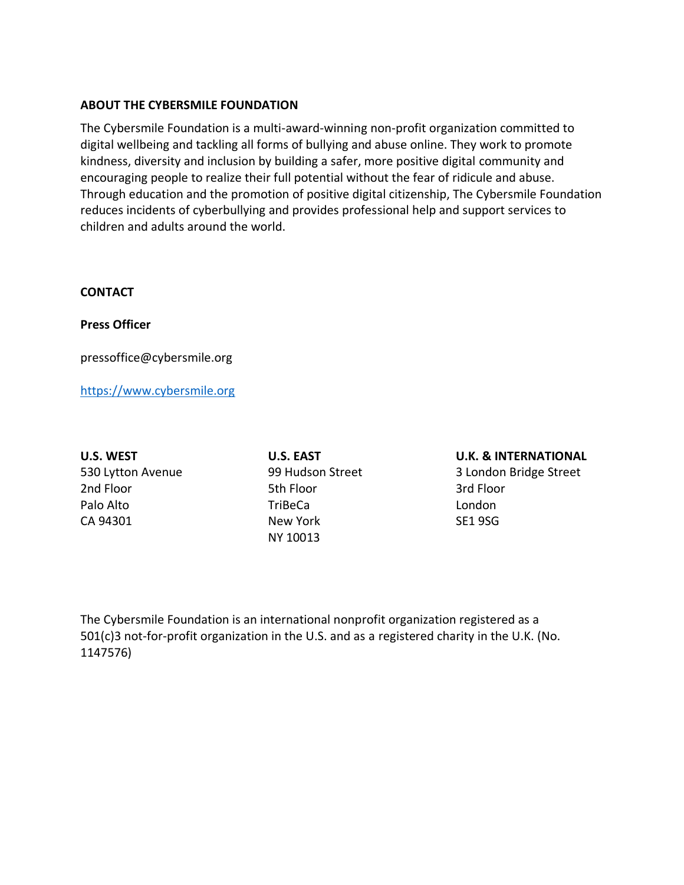## ABOUT THE CYBERSMILE FOUNDATION

The Cybersmile Foundation is a multi-award-winning non-profit organization committed to digital wellbeing and tackling all forms of bullying and abuse online. They work to promote kindness, diversity and inclusion by building a safer, more positive digital community and encouraging people to realize their full potential without the fear of ridicule and abuse. Through education and the promotion of positive digital citizenship, The Cybersmile Foundation reduces incidents of cyberbullying and provides professional help and support services to children and adults around the world.

## CONTACT

**Press Officer**

pressoffice@cybersmile.org

https://www.cybersmile.org

**U.S. WEST**
530 Lytton Avenue
2nd Floor
Palo Alto
CA 94301

**U.S. EAST**
99 Hudson Street
5th Floor
TriBeCa
New York
NY 10013

**U.K. & INTERNATIONAL**
3 London Bridge Street
3rd Floor
London
SE1 9SG

The Cybersmile Foundation is an international nonprofit organization registered as a 501(c)3 not-for-profit organization in the U.S. and as a registered charity in the U.K. (No. 1147576)